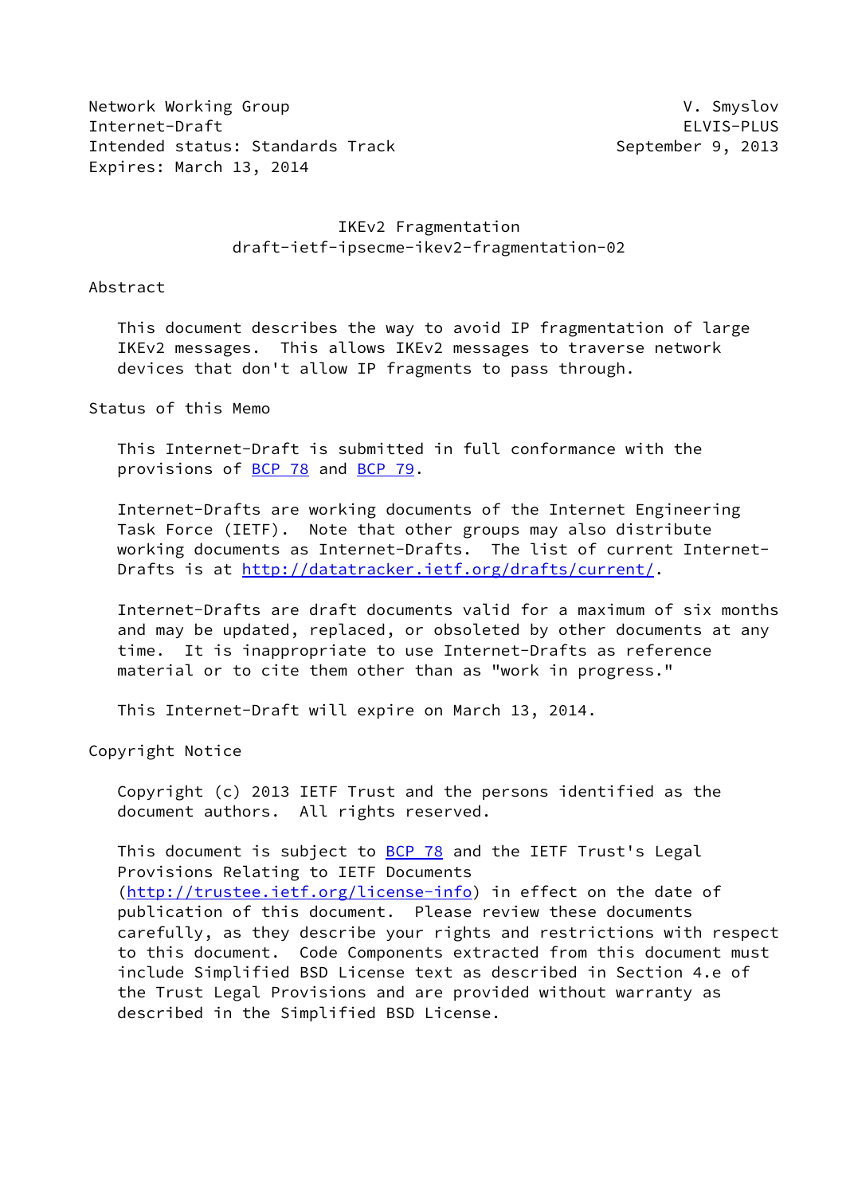Network Working Group V. Smyslov
Internet-Draft ELVIS-PLUS
Intended status: Standards Track September 9, 2013
Expires: March 13, 2014

# IKEv2 Fragmentation
draft-ietf-ipsecme-ikev2-fragmentation-02

## Abstract

This document describes the way to avoid IP fragmentation of large IKEv2 messages. This allows IKEv2 messages to traverse network devices that don't allow IP fragments to pass through.

## Status of this Memo

This Internet-Draft is submitted in full conformance with the provisions of BCP 78 and BCP 79.

Internet-Drafts are working documents of the Internet Engineering Task Force (IETF). Note that other groups may also distribute working documents as Internet-Drafts. The list of current Internet-Drafts is at http://datatracker.ietf.org/drafts/current/.

Internet-Drafts are draft documents valid for a maximum of six months and may be updated, replaced, or obsoleted by other documents at any time. It is inappropriate to use Internet-Drafts as reference material or to cite them other than as "work in progress."

This Internet-Draft will expire on March 13, 2014.

## Copyright Notice

Copyright (c) 2013 IETF Trust and the persons identified as the document authors. All rights reserved.

This document is subject to BCP 78 and the IETF Trust's Legal Provisions Relating to IETF Documents (http://trustee.ietf.org/license-info) in effect on the date of publication of this document. Please review these documents carefully, as they describe your rights and restrictions with respect to this document. Code Components extracted from this document must include Simplified BSD License text as described in Section 4.e of the Trust Legal Provisions and are provided without warranty as described in the Simplified BSD License.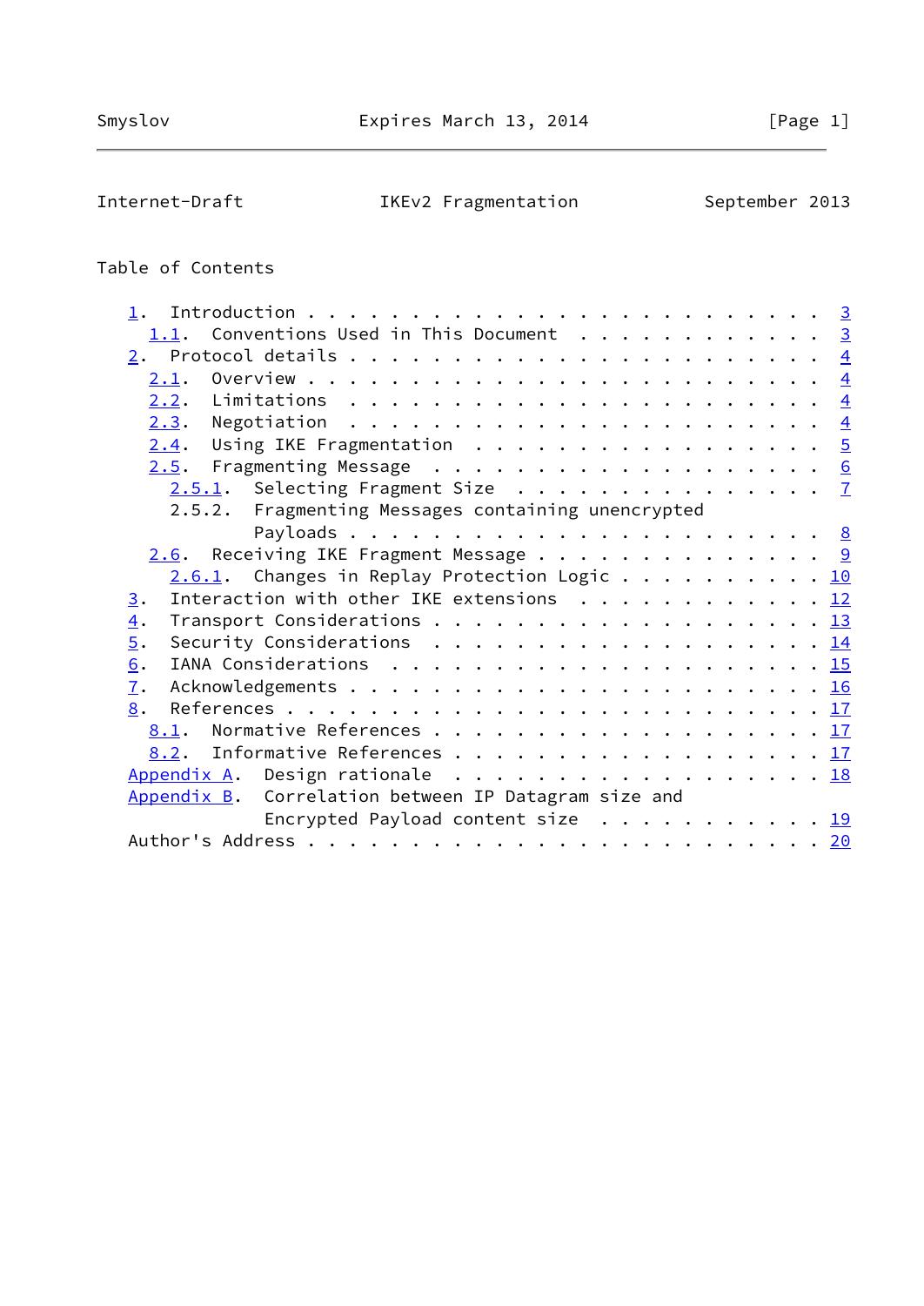## Table of Contents

- 1. Introduction . . . . . . . . . . . . . . . . . . . . . . . . 3
  - 1.1. Conventions Used in This Document . . . . . . . . . . . . 3
- 2. Protocol details . . . . . . . . . . . . . . . . . . . . . . 4
  - 2.1. Overview . . . . . . . . . . . . . . . . . . . . . . . . 4
  - 2.2. Limitations . . . . . . . . . . . . . . . . . . . . . . . 4
  - 2.3. Negotiation . . . . . . . . . . . . . . . . . . . . . . . 4
  - 2.4. Using IKE Fragmentation . . . . . . . . . . . . . . . . . 5
  - 2.5. Fragmenting Message . . . . . . . . . . . . . . . . . . . 6
    - 2.5.1. Selecting Fragment Size . . . . . . . . . . . . . . . 7
    - 2.5.2. Fragmenting Messages containing unencrypted Payloads . . . . . . . . . . . . . . . . . . . . . . . . 8
  - 2.6. Receiving IKE Fragment Message . . . . . . . . . . . . . . 9
    - 2.6.1. Changes in Replay Protection Logic . . . . . . . . . . 10
- 3. Interaction with other IKE extensions . . . . . . . . . . . . 12
- 4. Transport Considerations . . . . . . . . . . . . . . . . . . 13
- 5. Security Considerations . . . . . . . . . . . . . . . . . . . 14
- 6. IANA Considerations . . . . . . . . . . . . . . . . . . . . . 15
- 7. Acknowledgements . . . . . . . . . . . . . . . . . . . . . . 16
- 8. References . . . . . . . . . . . . . . . . . . . . . . . . . 17
  - 8.1. Normative References . . . . . . . . . . . . . . . . . . . 17
  - 8.2. Informative References . . . . . . . . . . . . . . . . . . 17
- Appendix A. Design rationale . . . . . . . . . . . . . . . . . . 18
- Appendix B. Correlation between IP Datagram size and Encrypted Payload content size . . . . . . . . . . . . 19
- Author's Address . . . . . . . . . . . . . . . . . . . . . . . . 20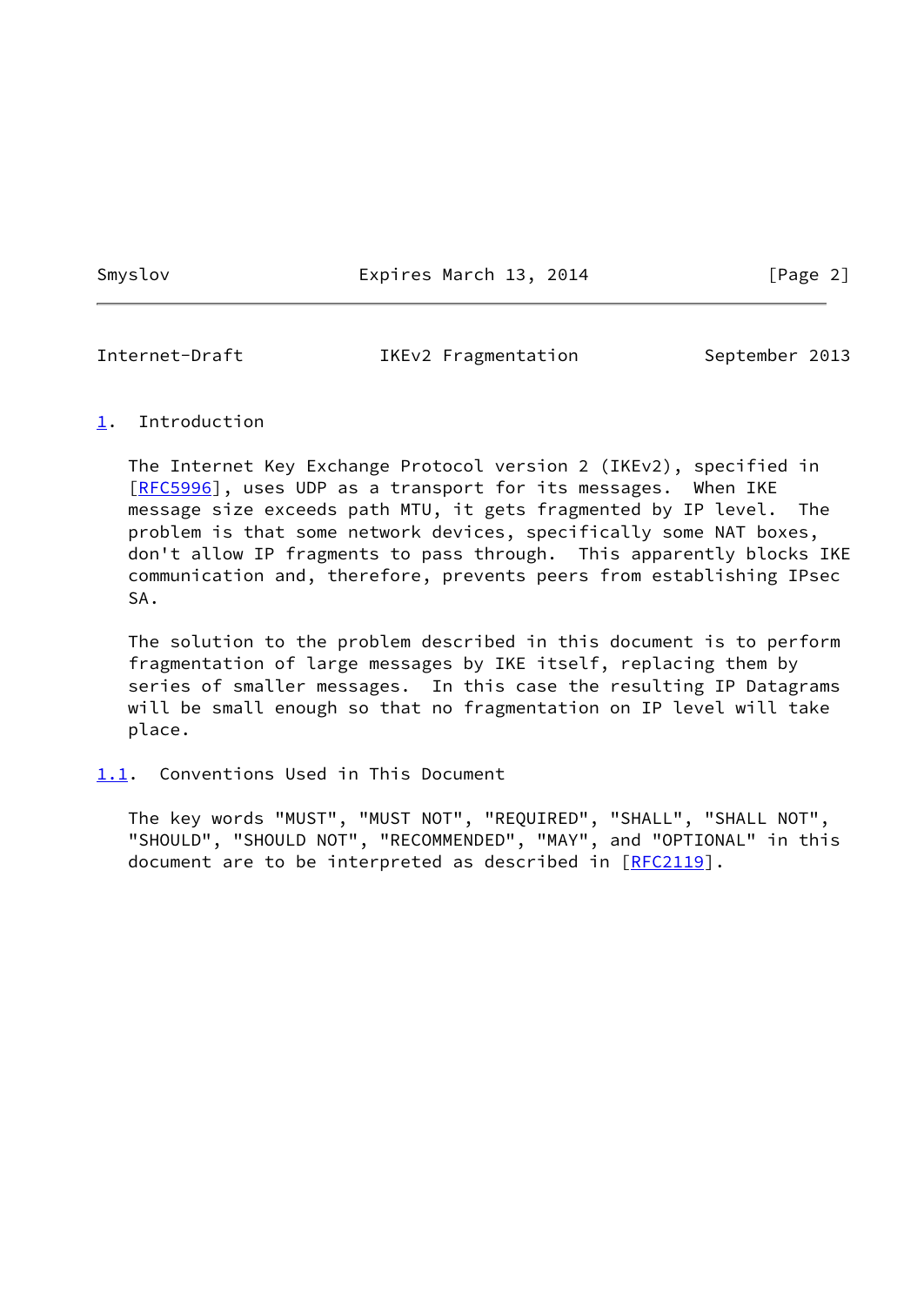## 1. Introduction

The Internet Key Exchange Protocol version 2 (IKEv2), specified in [RFC5996], uses UDP as a transport for its messages. When IKE message size exceeds path MTU, it gets fragmented by IP level. The problem is that some network devices, specifically some NAT boxes, don't allow IP fragments to pass through. This apparently blocks IKE communication and, therefore, prevents peers from establishing IPsec SA.

The solution to the problem described in this document is to perform fragmentation of large messages by IKE itself, replacing them by series of smaller messages. In this case the resulting IP Datagrams will be small enough so that no fragmentation on IP level will take place.

### 1.1. Conventions Used in This Document

The key words "MUST", "MUST NOT", "REQUIRED", "SHALL", "SHALL NOT", "SHOULD", "SHOULD NOT", "RECOMMENDED", "MAY", and "OPTIONAL" in this document are to be interpreted as described in [RFC2119].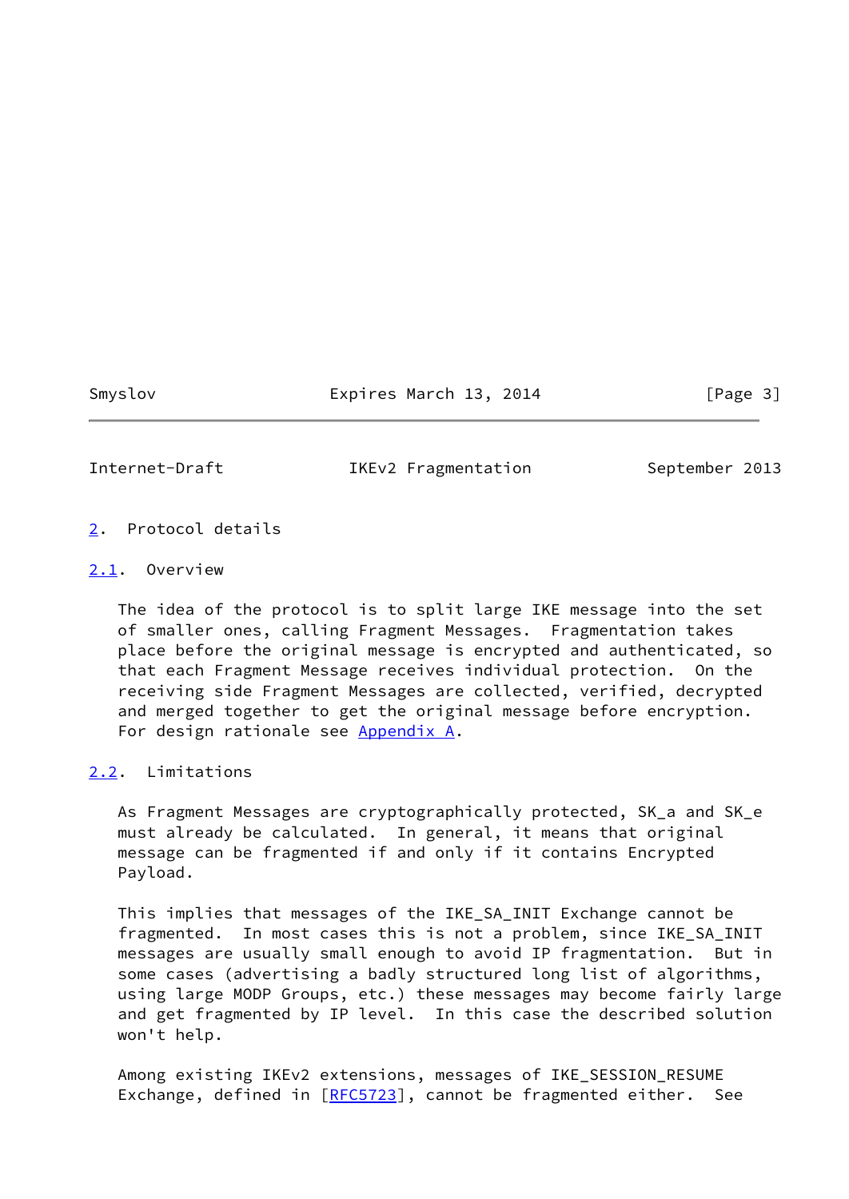## 2. Protocol details

### 2.1. Overview

The idea of the protocol is to split large IKE message into the set of smaller ones, calling Fragment Messages. Fragmentation takes place before the original message is encrypted and authenticated, so that each Fragment Message receives individual protection. On the receiving side Fragment Messages are collected, verified, decrypted and merged together to get the original message before encryption. For design rationale see Appendix A.

### 2.2. Limitations

As Fragment Messages are cryptographically protected, SK_a and SK_e must already be calculated. In general, it means that original message can be fragmented if and only if it contains Encrypted Payload.

This implies that messages of the IKE_SA_INIT Exchange cannot be fragmented. In most cases this is not a problem, since IKE_SA_INIT messages are usually small enough to avoid IP fragmentation. But in some cases (advertising a badly structured long list of algorithms, using large MODP Groups, etc.) these messages may become fairly large and get fragmented by IP level. In this case the described solution won't help.

Among existing IKEv2 extensions, messages of IKE_SESSION_RESUME Exchange, defined in [RFC5723], cannot be fragmented either. See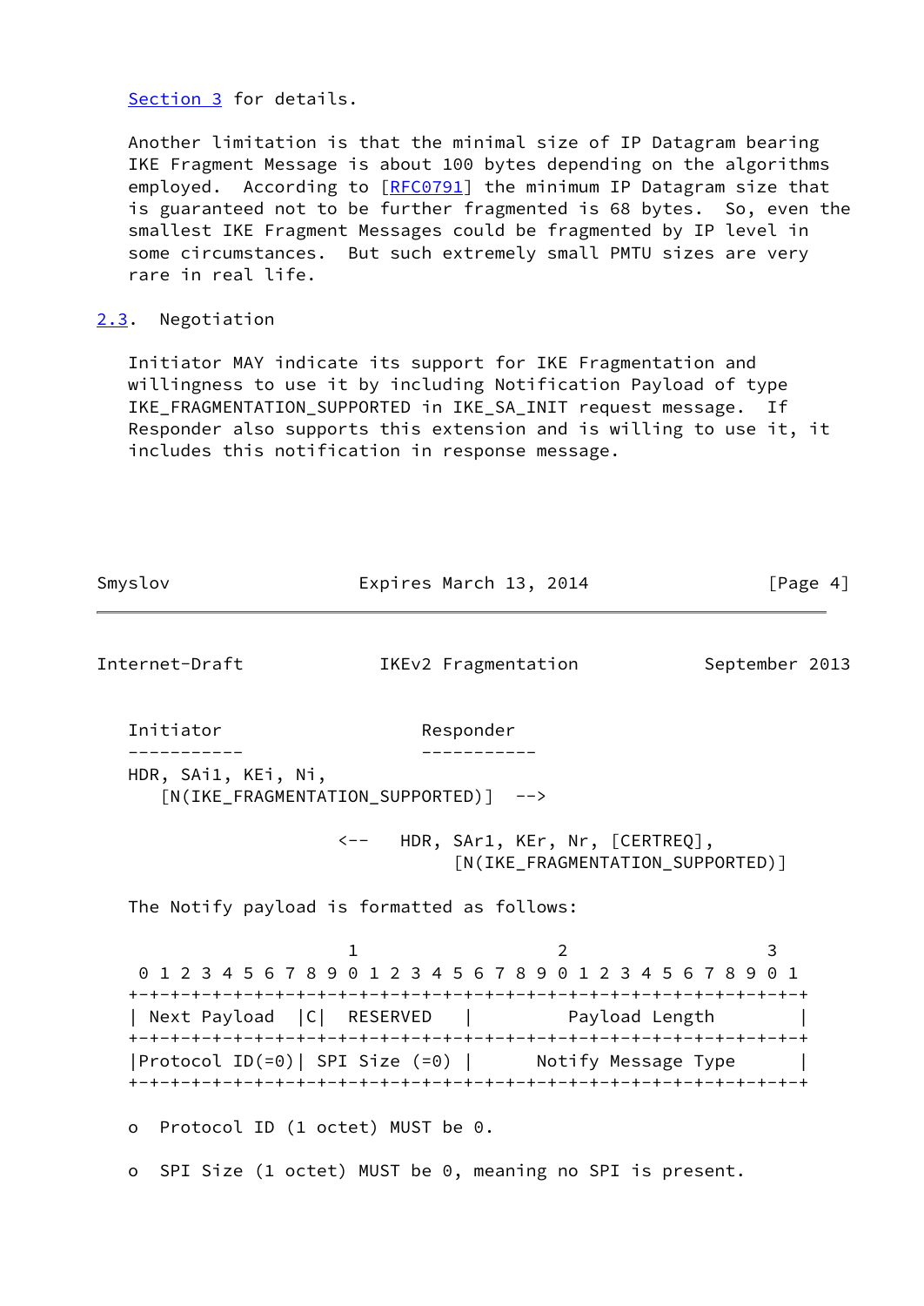Section 3 for details.

Another limitation is that the minimal size of IP Datagram bearing IKE Fragment Message is about 100 bytes depending on the algorithms employed. According to [RFC0791] the minimum IP Datagram size that is guaranteed not to be further fragmented is 68 bytes. So, even the smallest IKE Fragment Messages could be fragmented by IP level in some circumstances. But such extremely small PMTU sizes are very rare in real life.

## 2.3. Negotiation

Initiator MAY indicate its support for IKE Fragmentation and willingness to use it by including Notification Payload of type IKE_FRAGMENTATION_SUPPORTED in IKE_SA_INIT request message. If Responder also supports this extension and is willing to use it, it includes this notification in response message.

```
Initiator                    Responder
-----------                  -----------
HDR, SAi1, KEi, Ni,
   [N(IKE_FRAGMENTATION_SUPPORTED)]  -->

                      <--   HDR, SAr1, KEr, Nr, [CERTREQ],
                                 [N(IKE_FRAGMENTATION_SUPPORTED)]
```

The Notify payload is formatted as follows:

```
                     1                   2                   3
 0 1 2 3 4 5 6 7 8 9 0 1 2 3 4 5 6 7 8 9 0 1 2 3 4 5 6 7 8 9 0 1
+-+-+-+-+-+-+-+-+-+-+-+-+-+-+-+-+-+-+-+-+-+-+-+-+-+-+-+-+-+-+-+-+
| Next Payload  |C|  RESERVED   |         Payload Length        |
+-+-+-+-+-+-+-+-+-+-+-+-+-+-+-+-+-+-+-+-+-+-+-+-+-+-+-+-+-+-+-+-+
|Protocol ID(=0)| SPI Size (=0) |      Notify Message Type      |
+-+-+-+-+-+-+-+-+-+-+-+-+-+-+-+-+-+-+-+-+-+-+-+-+-+-+-+-+-+-+-+-+
```

- Protocol ID (1 octet) MUST be 0.

- SPI Size (1 octet) MUST be 0, meaning no SPI is present.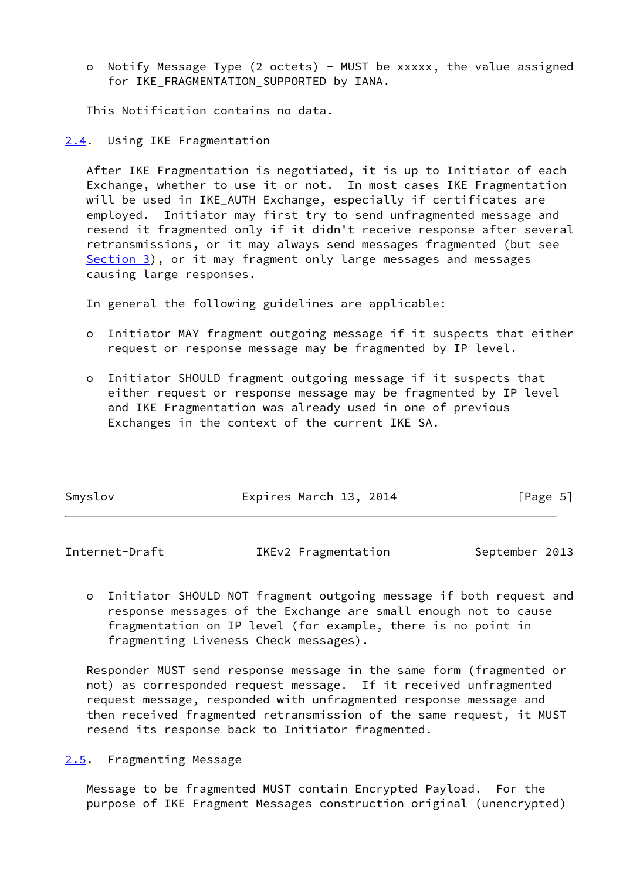- Notify Message Type (2 octets) - MUST be xxxxx, the value assigned for IKE_FRAGMENTATION_SUPPORTED by IANA.

This Notification contains no data.

### 2.4. Using IKE Fragmentation

After IKE Fragmentation is negotiated, it is up to Initiator of each Exchange, whether to use it or not. In most cases IKE Fragmentation will be used in IKE_AUTH Exchange, especially if certificates are employed. Initiator may first try to send unfragmented message and resend it fragmented only if it didn't receive response after several retransmissions, or it may always send messages fragmented (but see Section 3), or it may fragment only large messages and messages causing large responses.

In general the following guidelines are applicable:

- Initiator MAY fragment outgoing message if it suspects that either request or response message may be fragmented by IP level.

- Initiator SHOULD fragment outgoing message if it suspects that either request or response message may be fragmented by IP level and IKE Fragmentation was already used in one of previous Exchanges in the context of the current IKE SA.

- Initiator SHOULD NOT fragment outgoing message if both request and response messages of the Exchange are small enough not to cause fragmentation on IP level (for example, there is no point in fragmenting Liveness Check messages).

Responder MUST send response message in the same form (fragmented or not) as corresponded request message. If it received unfragmented request message, responded with unfragmented response message and then received fragmented retransmission of the same request, it MUST resend its response back to Initiator fragmented.

### 2.5. Fragmenting Message

Message to be fragmented MUST contain Encrypted Payload. For the purpose of IKE Fragment Messages construction original (unencrypted)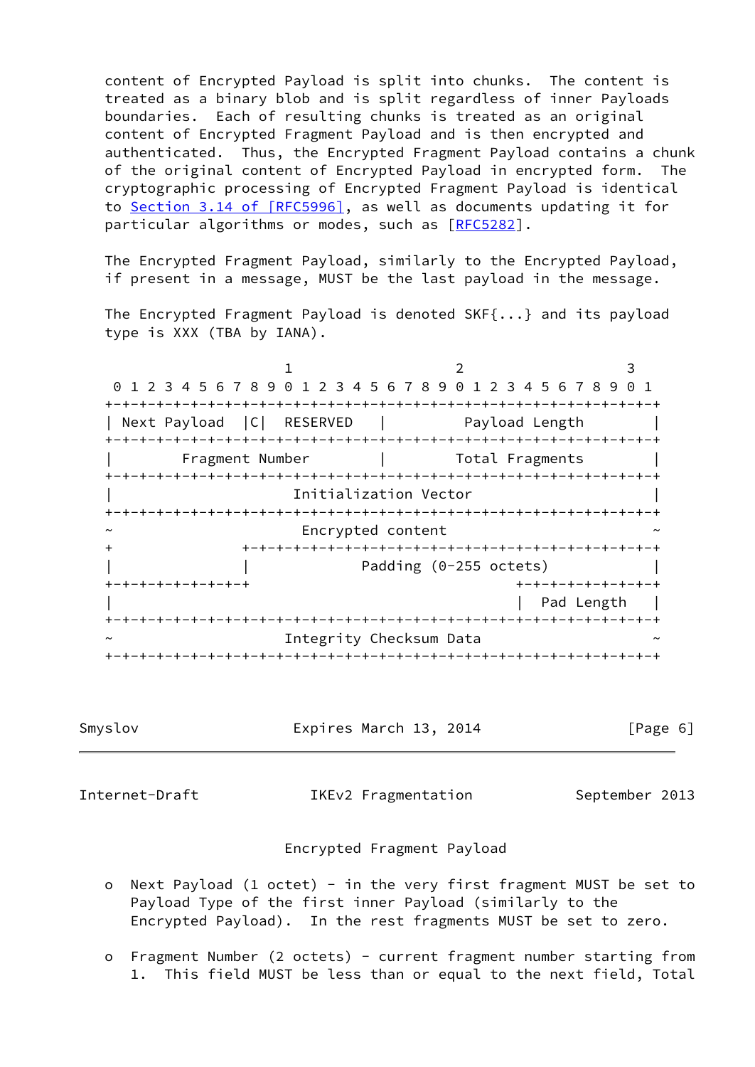content of Encrypted Payload is split into chunks. The content is treated as a binary blob and is split regardless of inner Payloads boundaries. Each of resulting chunks is treated as an original content of Encrypted Fragment Payload and is then encrypted and authenticated. Thus, the Encrypted Fragment Payload contains a chunk of the original content of Encrypted Payload in encrypted form. The cryptographic processing of Encrypted Fragment Payload is identical to Section 3.14 of [RFC5996], as well as documents updating it for particular algorithms or modes, such as [RFC5282].

The Encrypted Fragment Payload, similarly to the Encrypted Payload, if present in a message, MUST be the last payload in the message.

The Encrypted Fragment Payload is denoted SKF{...} and its payload type is XXX (TBA by IANA).

```
                        1                   2                   3
    0 1 2 3 4 5 6 7 8 9 0 1 2 3 4 5 6 7 8 9 0 1 2 3 4 5 6 7 8 9 0 1
   +-+-+-+-+-+-+-+-+-+-+-+-+-+-+-+-+-+-+-+-+-+-+-+-+-+-+-+-+-+-+-+-+
   | Next Payload  |C|  RESERVED   |         Payload Length        |
   +-+-+-+-+-+-+-+-+-+-+-+-+-+-+-+-+-+-+-+-+-+-+-+-+-+-+-+-+-+-+-+-+
   |        Fragment Number        |        Total Fragments        |
   +-+-+-+-+-+-+-+-+-+-+-+-+-+-+-+-+-+-+-+-+-+-+-+-+-+-+-+-+-+-+-+-+
   |                     Initialization Vector                     |
   +-+-+-+-+-+-+-+-+-+-+-+-+-+-+-+-+-+-+-+-+-+-+-+-+-+-+-+-+-+-+-+-+
   ~                      Encrypted content                        ~
   +               +-+-+-+-+-+-+-+-+-+-+-+-+-+-+-+-+-+-+-+-+-+-+-+-+
   |               |             Padding (0-255 octets)            |
   +-+-+-+-+-+-+-+-+                               +-+-+-+-+-+-+-+-+
   |                                               |  Pad Length   |
   +-+-+-+-+-+-+-+-+-+-+-+-+-+-+-+-+-+-+-+-+-+-+-+-+-+-+-+-+-+-+-+-+
   ~                    Integrity Checksum Data                    ~
   +-+-+-+-+-+-+-+-+-+-+-+-+-+-+-+-+-+-+-+-+-+-+-+-+-+-+-+-+-+-+-+-+
```

Encrypted Fragment Payload

- o Next Payload (1 octet) - in the very first fragment MUST be set to Payload Type of the first inner Payload (similarly to the Encrypted Payload). In the rest fragments MUST be set to zero.

- o Fragment Number (2 octets) - current fragment number starting from 1. This field MUST be less than or equal to the next field, Total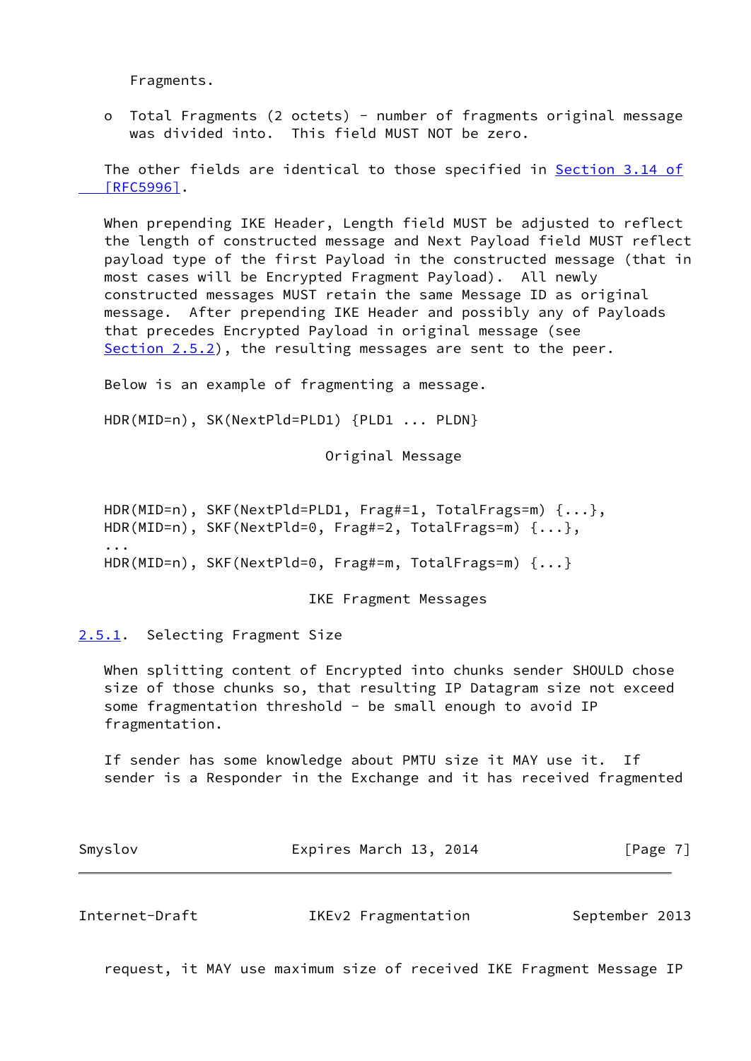Fragments.

- Total Fragments (2 octets) - number of fragments original message was divided into. This field MUST NOT be zero.

The other fields are identical to those specified in Section 3.14 of [RFC5996].

When prepending IKE Header, Length field MUST be adjusted to reflect the length of constructed message and Next Payload field MUST reflect payload type of the first Payload in the constructed message (that in most cases will be Encrypted Fragment Payload). All newly constructed messages MUST retain the same Message ID as original message. After prepending IKE Header and possibly any of Payloads that precedes Encrypted Payload in original message (see Section 2.5.2), the resulting messages are sent to the peer.

Below is an example of fragmenting a message.

```
HDR(MID=n), SK(NextPld=PLD1) {PLD1 ... PLDN}

                          Original Message


HDR(MID=n), SKF(NextPld=PLD1, Frag#=1, TotalFrags=m) {...},
HDR(MID=n), SKF(NextPld=0, Frag#=2, TotalFrags=m) {...},
...
HDR(MID=n), SKF(NextPld=0, Frag#=m, TotalFrags=m) {...}

                        IKE Fragment Messages
```

### 2.5.1. Selecting Fragment Size

When splitting content of Encrypted into chunks sender SHOULD chose size of those chunks so, that resulting IP Datagram size not exceed some fragmentation threshold - be small enough to avoid IP fragmentation.

If sender has some knowledge about PMTU size it MAY use it. If sender is a Responder in the Exchange and it has received fragmented request, it MAY use maximum size of received IKE Fragment Message IP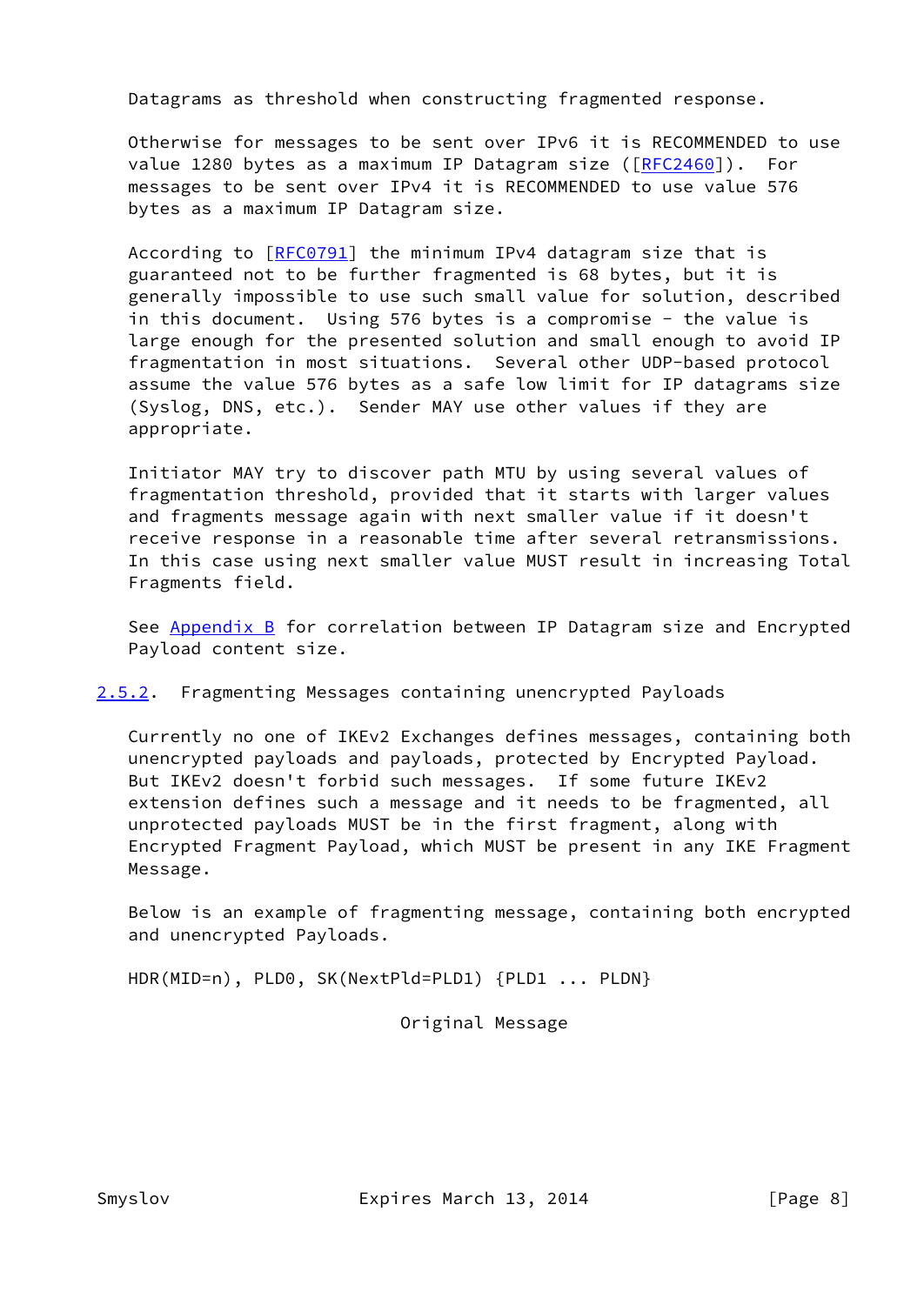Datagrams as threshold when constructing fragmented response.

Otherwise for messages to be sent over IPv6 it is RECOMMENDED to use value 1280 bytes as a maximum IP Datagram size ([RFC2460]). For messages to be sent over IPv4 it is RECOMMENDED to use value 576 bytes as a maximum IP Datagram size.

According to [RFC0791] the minimum IPv4 datagram size that is guaranteed not to be further fragmented is 68 bytes, but it is generally impossible to use such small value for solution, described in this document. Using 576 bytes is a compromise - the value is large enough for the presented solution and small enough to avoid IP fragmentation in most situations. Several other UDP-based protocol assume the value 576 bytes as a safe low limit for IP datagrams size (Syslog, DNS, etc.). Sender MAY use other values if they are appropriate.

Initiator MAY try to discover path MTU by using several values of fragmentation threshold, provided that it starts with larger values and fragments message again with next smaller value if it doesn't receive response in a reasonable time after several retransmissions. In this case using next smaller value MUST result in increasing Total Fragments field.

See Appendix B for correlation between IP Datagram size and Encrypted Payload content size.

### 2.5.2. Fragmenting Messages containing unencrypted Payloads

Currently no one of IKEv2 Exchanges defines messages, containing both unencrypted payloads and payloads, protected by Encrypted Payload. But IKEv2 doesn't forbid such messages. If some future IKEv2 extension defines such a message and it needs to be fragmented, all unprotected payloads MUST be in the first fragment, along with Encrypted Fragment Payload, which MUST be present in any IKE Fragment Message.

Below is an example of fragmenting message, containing both encrypted and unencrypted Payloads.

```
HDR(MID=n), PLD0, SK(NextPld=PLD1) {PLD1 ... PLDN}

                          Original Message
```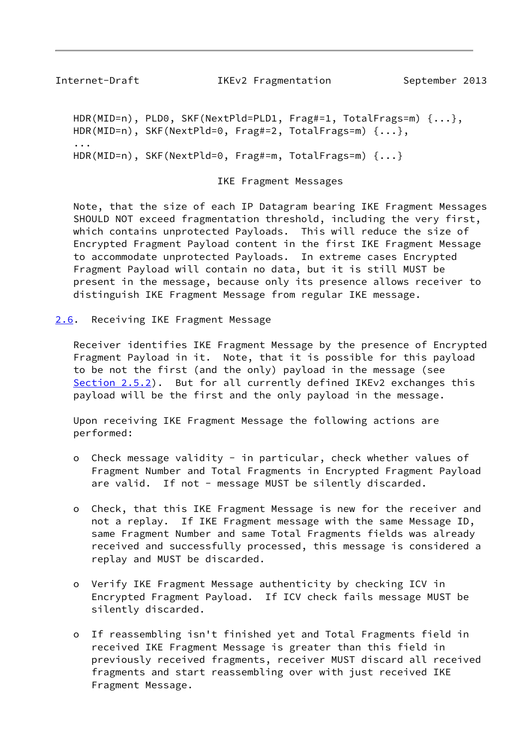```
HDR(MID=n), PLD0, SKF(NextPld=PLD1, Frag#=1, TotalFrags=m) {...},
HDR(MID=n), SKF(NextPld=0, Frag#=2, TotalFrags=m) {...},
...
HDR(MID=n), SKF(NextPld=0, Frag#=m, TotalFrags=m) {...}
```

IKE Fragment Messages

Note, that the size of each IP Datagram bearing IKE Fragment Messages SHOULD NOT exceed fragmentation threshold, including the very first, which contains unprotected Payloads. This will reduce the size of Encrypted Fragment Payload content in the first IKE Fragment Message to accommodate unprotected Payloads. In extreme cases Encrypted Fragment Payload will contain no data, but it is still MUST be present in the message, because only its presence allows receiver to distinguish IKE Fragment Message from regular IKE message.

## 2.6. Receiving IKE Fragment Message

Receiver identifies IKE Fragment Message by the presence of Encrypted Fragment Payload in it. Note, that it is possible for this payload to be not the first (and the only) payload in the message (see Section 2.5.2). But for all currently defined IKEv2 exchanges this payload will be the first and the only payload in the message.

Upon receiving IKE Fragment Message the following actions are performed:

- Check message validity - in particular, check whether values of Fragment Number and Total Fragments in Encrypted Fragment Payload are valid. If not - message MUST be silently discarded.

- Check, that this IKE Fragment Message is new for the receiver and not a replay. If IKE Fragment message with the same Message ID, same Fragment Number and same Total Fragments fields was already received and successfully processed, this message is considered a replay and MUST be discarded.

- Verify IKE Fragment Message authenticity by checking ICV in Encrypted Fragment Payload. If ICV check fails message MUST be silently discarded.

- If reassembling isn't finished yet and Total Fragments field in received IKE Fragment Message is greater than this field in previously received fragments, receiver MUST discard all received fragments and start reassembling over with just received IKE Fragment Message.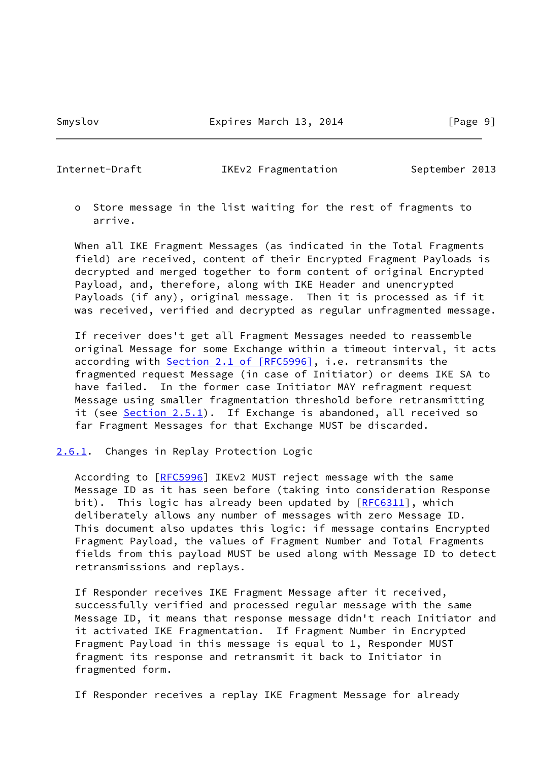o Store message in the list waiting for the rest of fragments to arrive.

When all IKE Fragment Messages (as indicated in the Total Fragments field) are received, content of their Encrypted Fragment Payloads is decrypted and merged together to form content of original Encrypted Payload, and, therefore, along with IKE Header and unencrypted Payloads (if any), original message. Then it is processed as if it was received, verified and decrypted as regular unfragmented message.

If receiver does't get all Fragment Messages needed to reassemble original Message for some Exchange within a timeout interval, it acts according with Section 2.1 of [RFC5996], i.e. retransmits the fragmented request Message (in case of Initiator) or deems IKE SA to have failed. In the former case Initiator MAY refragment request Message using smaller fragmentation threshold before retransmitting it (see Section 2.5.1). If Exchange is abandoned, all received so far Fragment Messages for that Exchange MUST be discarded.

### 2.6.1. Changes in Replay Protection Logic

According to [RFC5996] IKEv2 MUST reject message with the same Message ID as it has seen before (taking into consideration Response bit). This logic has already been updated by [RFC6311], which deliberately allows any number of messages with zero Message ID. This document also updates this logic: if message contains Encrypted Fragment Payload, the values of Fragment Number and Total Fragments fields from this payload MUST be used along with Message ID to detect retransmissions and replays.

If Responder receives IKE Fragment Message after it received, successfully verified and processed regular message with the same Message ID, it means that response message didn't reach Initiator and it activated IKE Fragmentation. If Fragment Number in Encrypted Fragment Payload in this message is equal to 1, Responder MUST fragment its response and retransmit it back to Initiator in fragmented form.

If Responder receives a replay IKE Fragment Message for already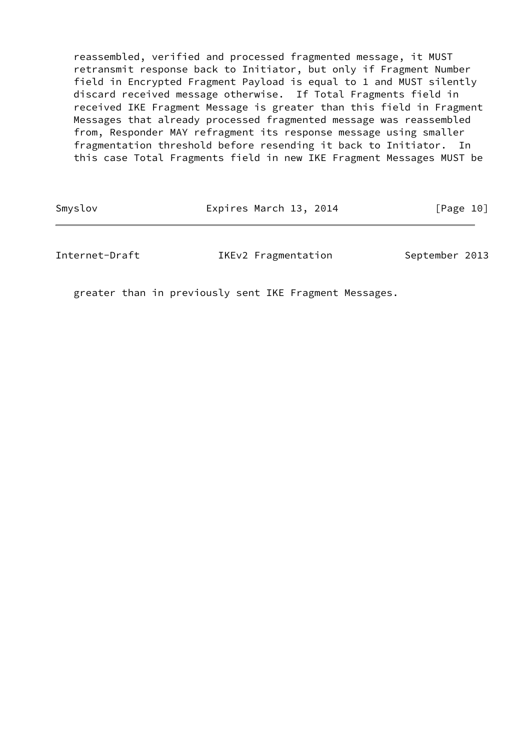reassembled, verified and processed fragmented message, it MUST retransmit response back to Initiator, but only if Fragment Number field in Encrypted Fragment Payload is equal to 1 and MUST silently discard received message otherwise. If Total Fragments field in received IKE Fragment Message is greater than this field in Fragment Messages that already processed fragmented message was reassembled from, Responder MAY refragment its response message using smaller fragmentation threshold before resending it back to Initiator. In this case Total Fragments field in new IKE Fragment Messages MUST be greater than in previously sent IKE Fragment Messages.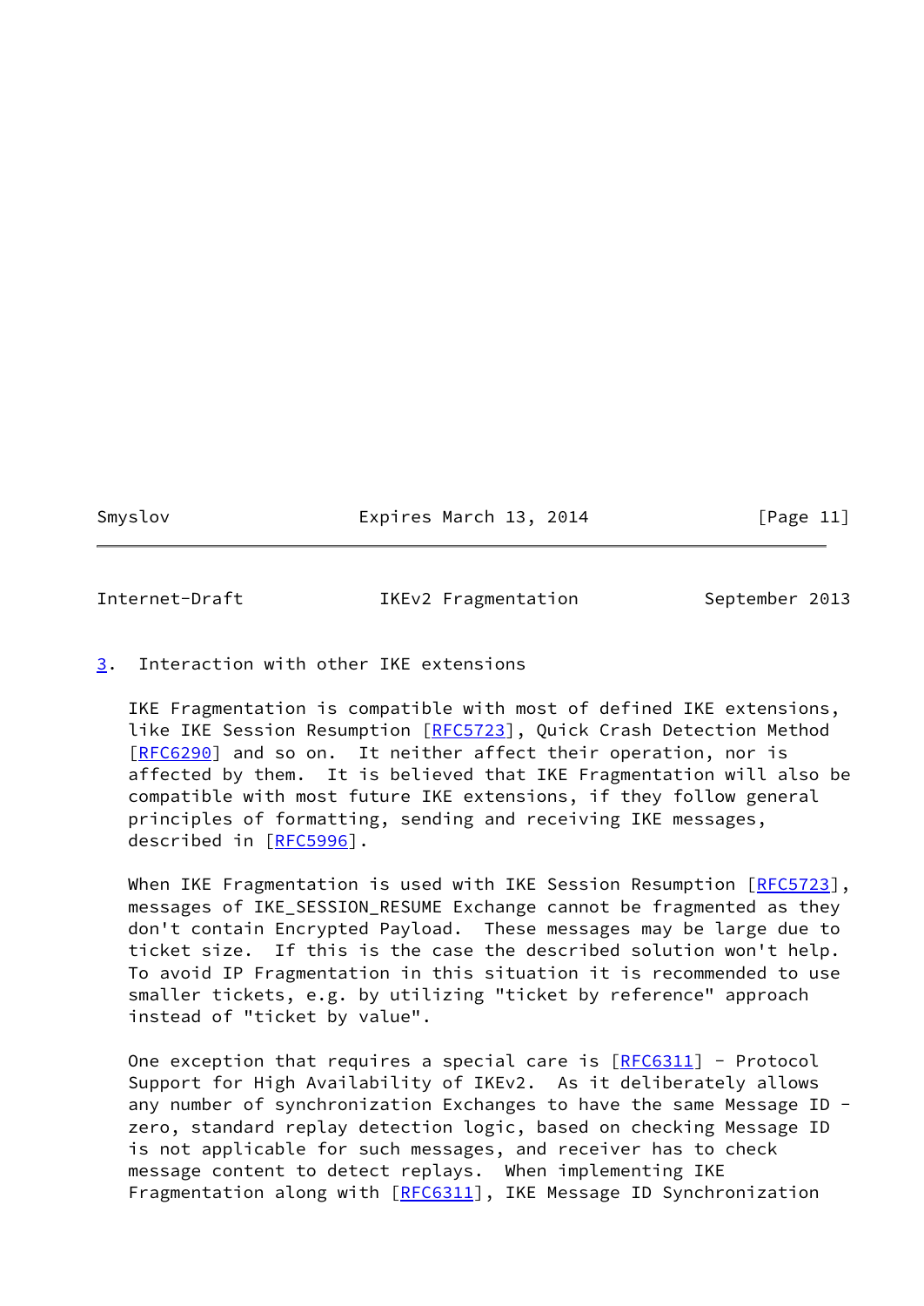## 3. Interaction with other IKE extensions

IKE Fragmentation is compatible with most of defined IKE extensions, like IKE Session Resumption [RFC5723], Quick Crash Detection Method [RFC6290] and so on. It neither affect their operation, nor is affected by them. It is believed that IKE Fragmentation will also be compatible with most future IKE extensions, if they follow general principles of formatting, sending and receiving IKE messages, described in [RFC5996].

When IKE Fragmentation is used with IKE Session Resumption [RFC5723], messages of IKE_SESSION_RESUME Exchange cannot be fragmented as they don't contain Encrypted Payload. These messages may be large due to ticket size. If this is the case the described solution won't help. To avoid IP Fragmentation in this situation it is recommended to use smaller tickets, e.g. by utilizing "ticket by reference" approach instead of "ticket by value".

One exception that requires a special care is [RFC6311] - Protocol Support for High Availability of IKEv2. As it deliberately allows any number of synchronization Exchanges to have the same Message ID - zero, standard replay detection logic, based on checking Message ID is not applicable for such messages, and receiver has to check message content to detect replays. When implementing IKE Fragmentation along with [RFC6311], IKE Message ID Synchronization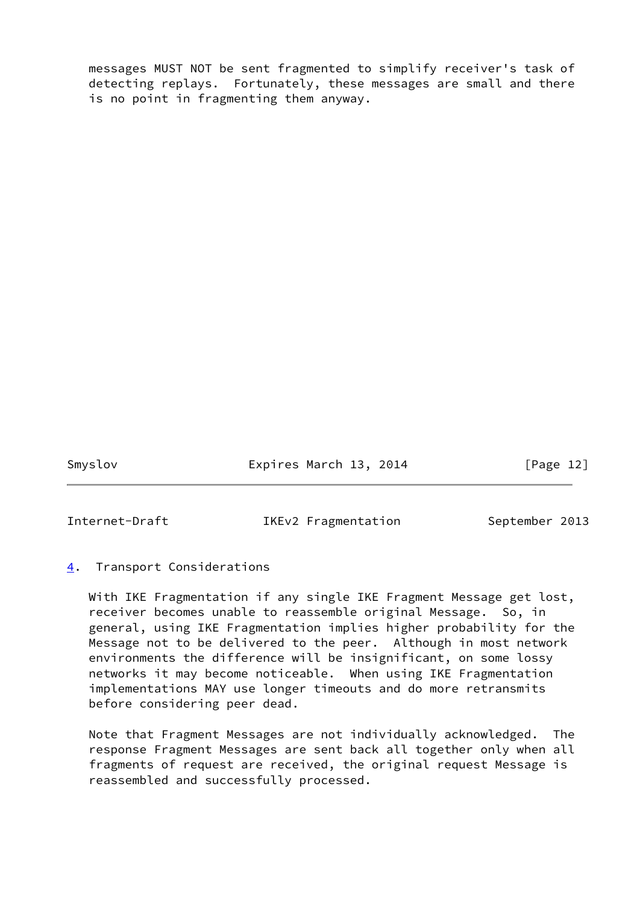messages MUST NOT be sent fragmented to simplify receiver's task of detecting replays. Fortunately, these messages are small and there is no point in fragmenting them anyway.

## 4. Transport Considerations

With IKE Fragmentation if any single IKE Fragment Message get lost, receiver becomes unable to reassemble original Message. So, in general, using IKE Fragmentation implies higher probability for the Message not to be delivered to the peer. Although in most network environments the difference will be insignificant, on some lossy networks it may become noticeable. When using IKE Fragmentation implementations MAY use longer timeouts and do more retransmits before considering peer dead.

Note that Fragment Messages are not individually acknowledged. The response Fragment Messages are sent back all together only when all fragments of request are received, the original request Message is reassembled and successfully processed.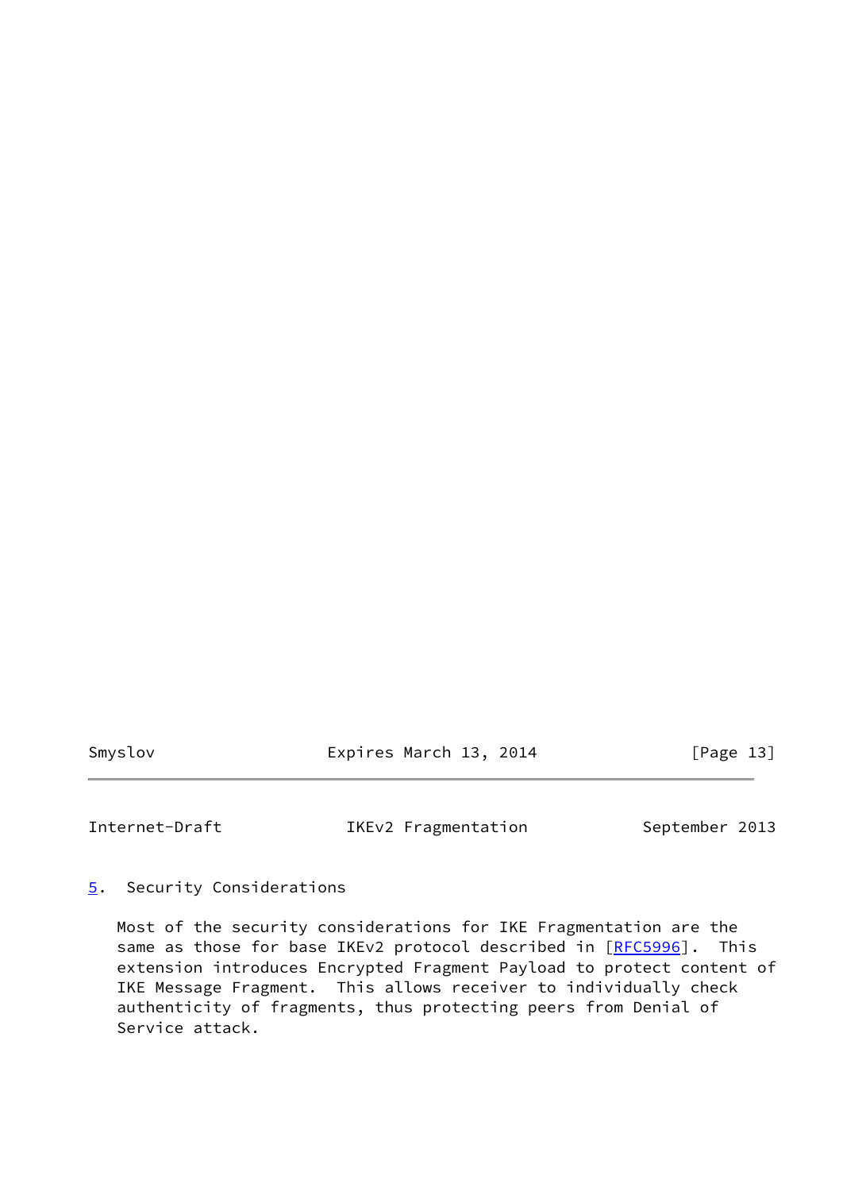## 5. Security Considerations

Most of the security considerations for IKE Fragmentation are the same as those for base IKEv2 protocol described in [RFC5996]. This extension introduces Encrypted Fragment Payload to protect content of IKE Message Fragment. This allows receiver to individually check authenticity of fragments, thus protecting peers from Denial of Service attack.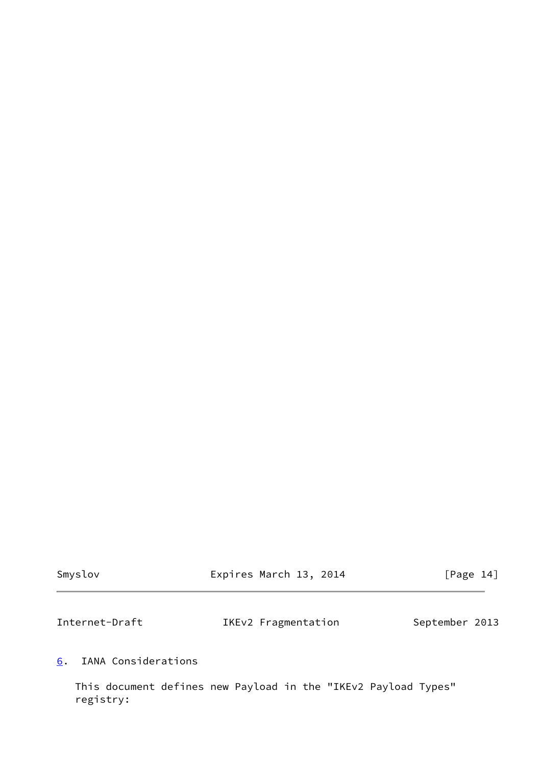## 6. IANA Considerations

This document defines new Payload in the "IKEv2 Payload Types" registry: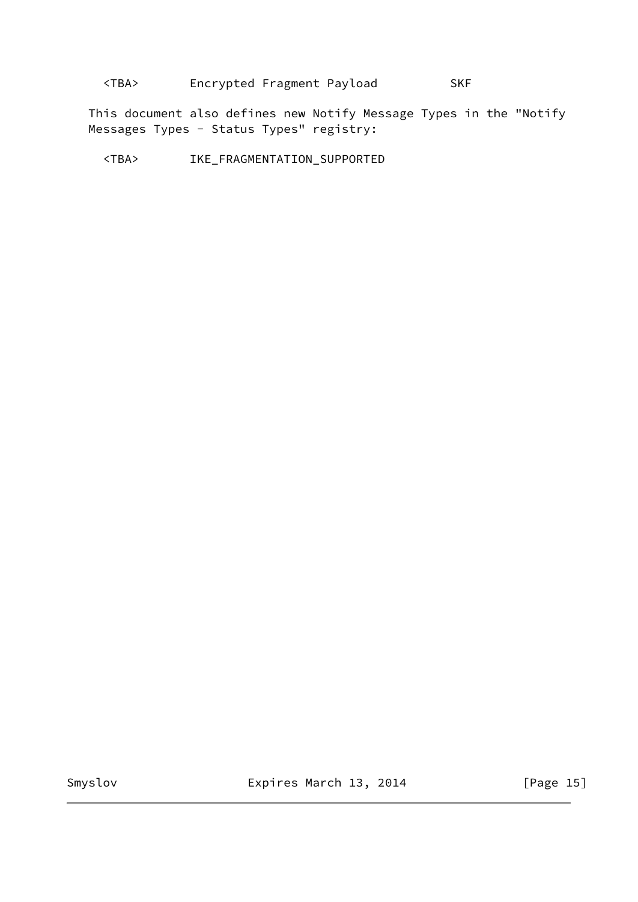<TBA>       Encrypted Fragment Payload          SKF

This document also defines new Notify Message Types in the "Notify Messages Types - Status Types" registry:

<TBA>       IKE_FRAGMENTATION_SUPPORTED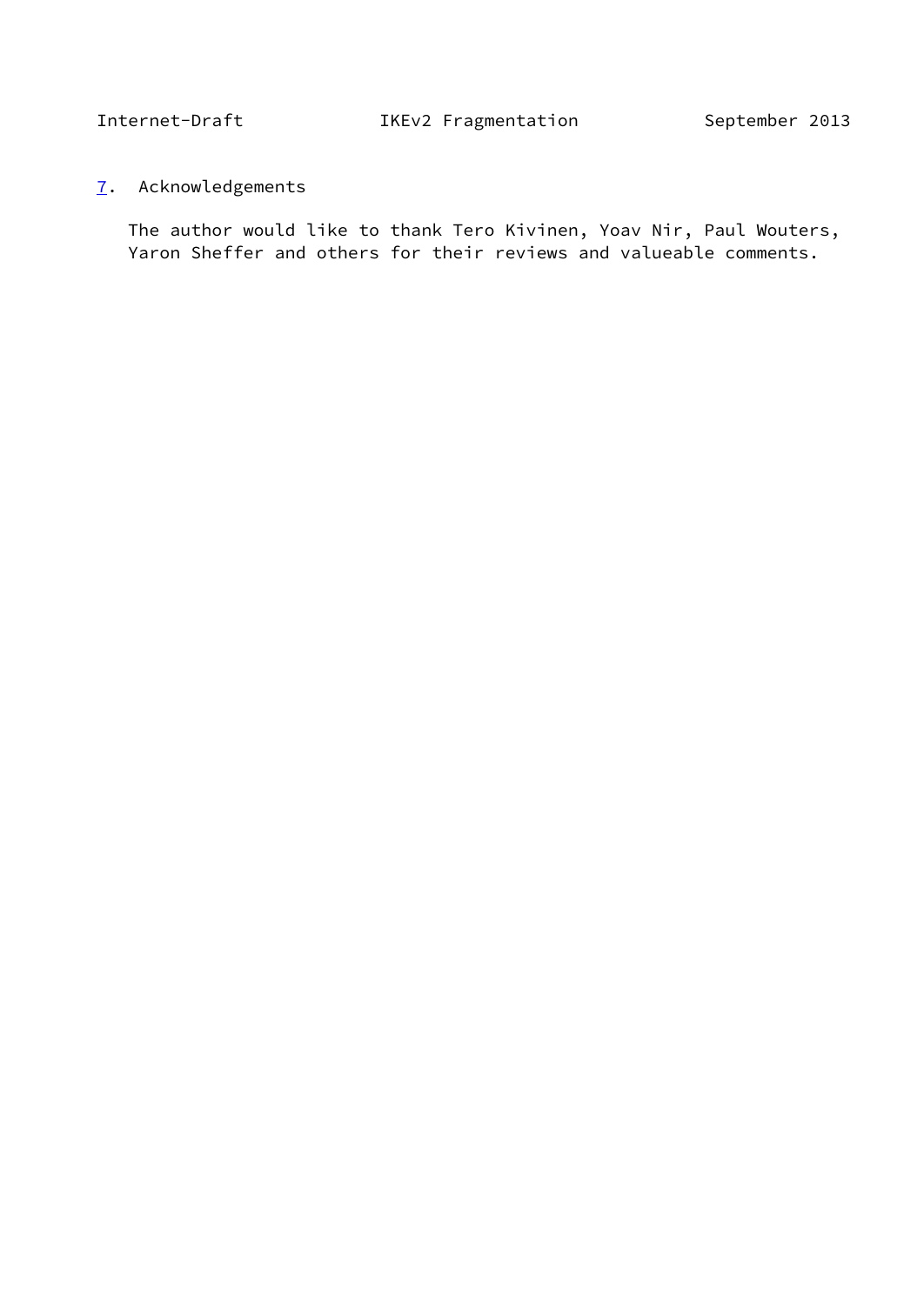## 7. Acknowledgements

The author would like to thank Tero Kivinen, Yoav Nir, Paul Wouters, Yaron Sheffer and others for their reviews and valueable comments.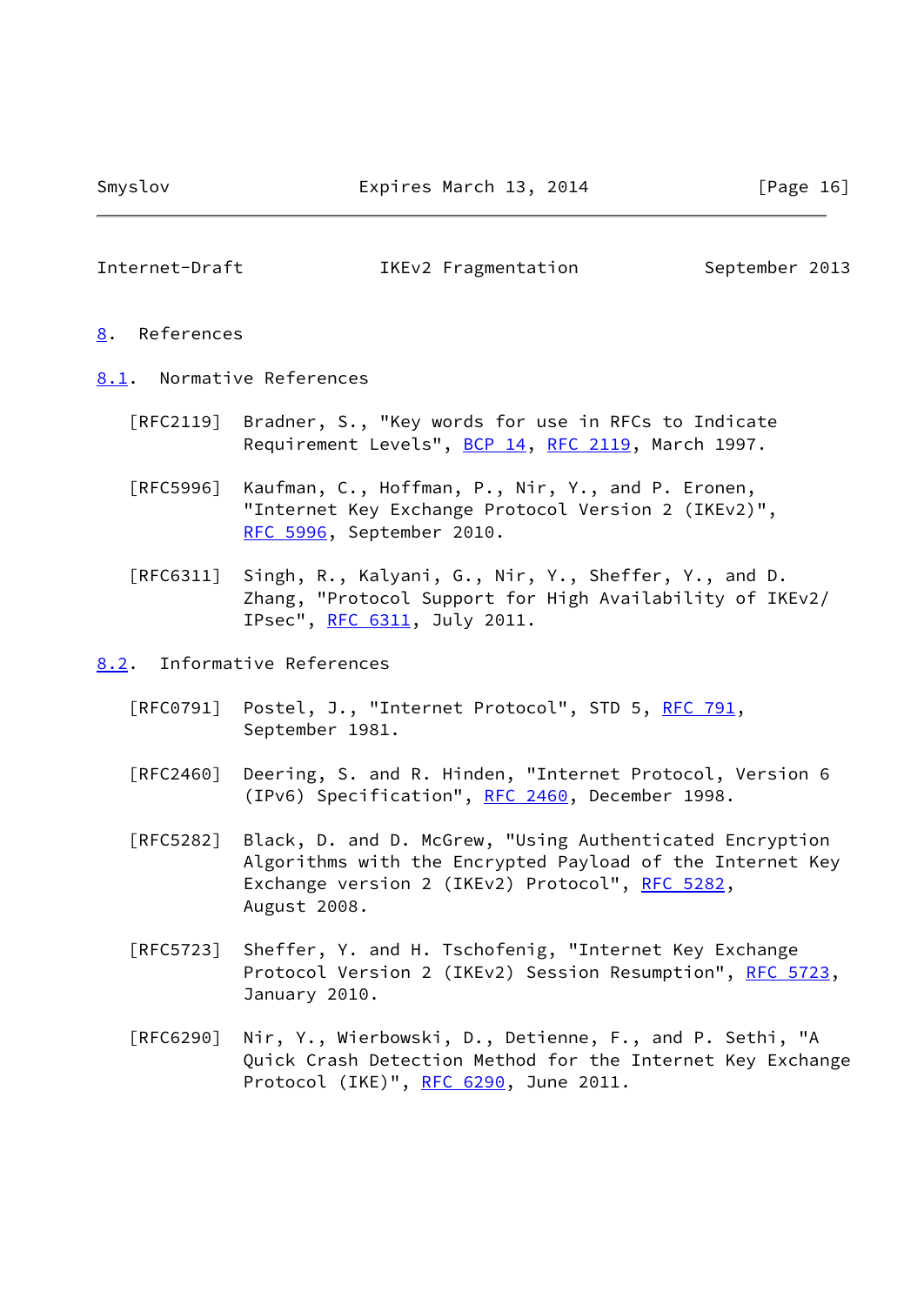## 8. References

### 8.1. Normative References

[RFC2119] Bradner, S., "Key words for use in RFCs to Indicate Requirement Levels", BCP 14, RFC 2119, March 1997.

[RFC5996] Kaufman, C., Hoffman, P., Nir, Y., and P. Eronen, "Internet Key Exchange Protocol Version 2 (IKEv2)", RFC 5996, September 2010.

[RFC6311] Singh, R., Kalyani, G., Nir, Y., Sheffer, Y., and D. Zhang, "Protocol Support for High Availability of IKEv2/IPsec", RFC 6311, July 2011.

### 8.2. Informative References

[RFC0791] Postel, J., "Internet Protocol", STD 5, RFC 791, September 1981.

[RFC2460] Deering, S. and R. Hinden, "Internet Protocol, Version 6 (IPv6) Specification", RFC 2460, December 1998.

[RFC5282] Black, D. and D. McGrew, "Using Authenticated Encryption Algorithms with the Encrypted Payload of the Internet Key Exchange version 2 (IKEv2) Protocol", RFC 5282, August 2008.

[RFC5723] Sheffer, Y. and H. Tschofenig, "Internet Key Exchange Protocol Version 2 (IKEv2) Session Resumption", RFC 5723, January 2010.

[RFC6290] Nir, Y., Wierbowski, D., Detienne, F., and P. Sethi, "A Quick Crash Detection Method for the Internet Key Exchange Protocol (IKE)", RFC 6290, June 2011.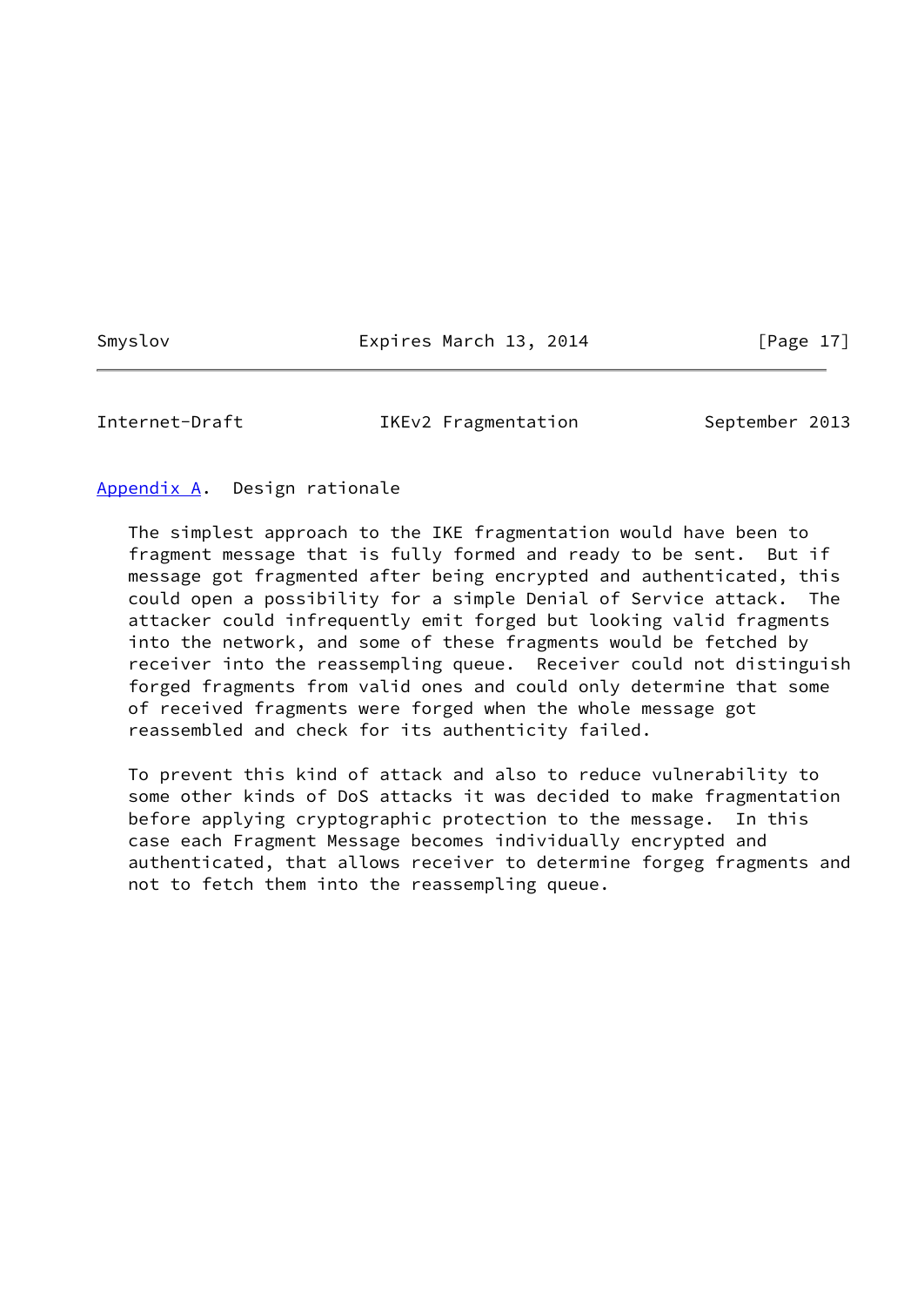## Appendix A. Design rationale

The simplest approach to the IKE fragmentation would have been to fragment message that is fully formed and ready to be sent. But if message got fragmented after being encrypted and authenticated, this could open a possibility for a simple Denial of Service attack. The attacker could infrequently emit forged but looking valid fragments into the network, and some of these fragments would be fetched by receiver into the reassempling queue. Receiver could not distinguish forged fragments from valid ones and could only determine that some of received fragments were forged when the whole message got reassembled and check for its authenticity failed.

To prevent this kind of attack and also to reduce vulnerability to some other kinds of DoS attacks it was decided to make fragmentation before applying cryptographic protection to the message. In this case each Fragment Message becomes individually encrypted and authenticated, that allows receiver to determine forgeg fragments and not to fetch them into the reassempling queue.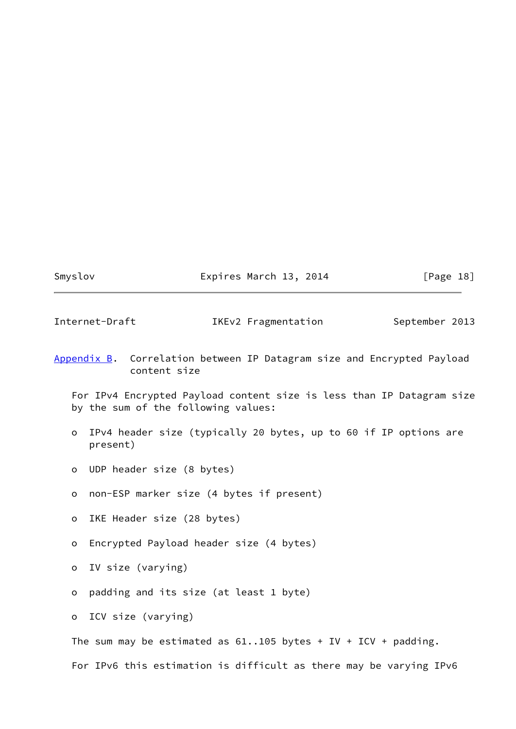## Appendix B. Correlation between IP Datagram size and Encrypted Payload content size

For IPv4 Encrypted Payload content size is less than IP Datagram size by the sum of the following values:

- IPv4 header size (typically 20 bytes, up to 60 if IP options are present)
- UDP header size (8 bytes)
- non-ESP marker size (4 bytes if present)
- IKE Header size (28 bytes)
- Encrypted Payload header size (4 bytes)
- IV size (varying)
- padding and its size (at least 1 byte)
- ICV size (varying)

The sum may be estimated as 61..105 bytes + IV + ICV + padding.

For IPv6 this estimation is difficult as there may be varying IPv6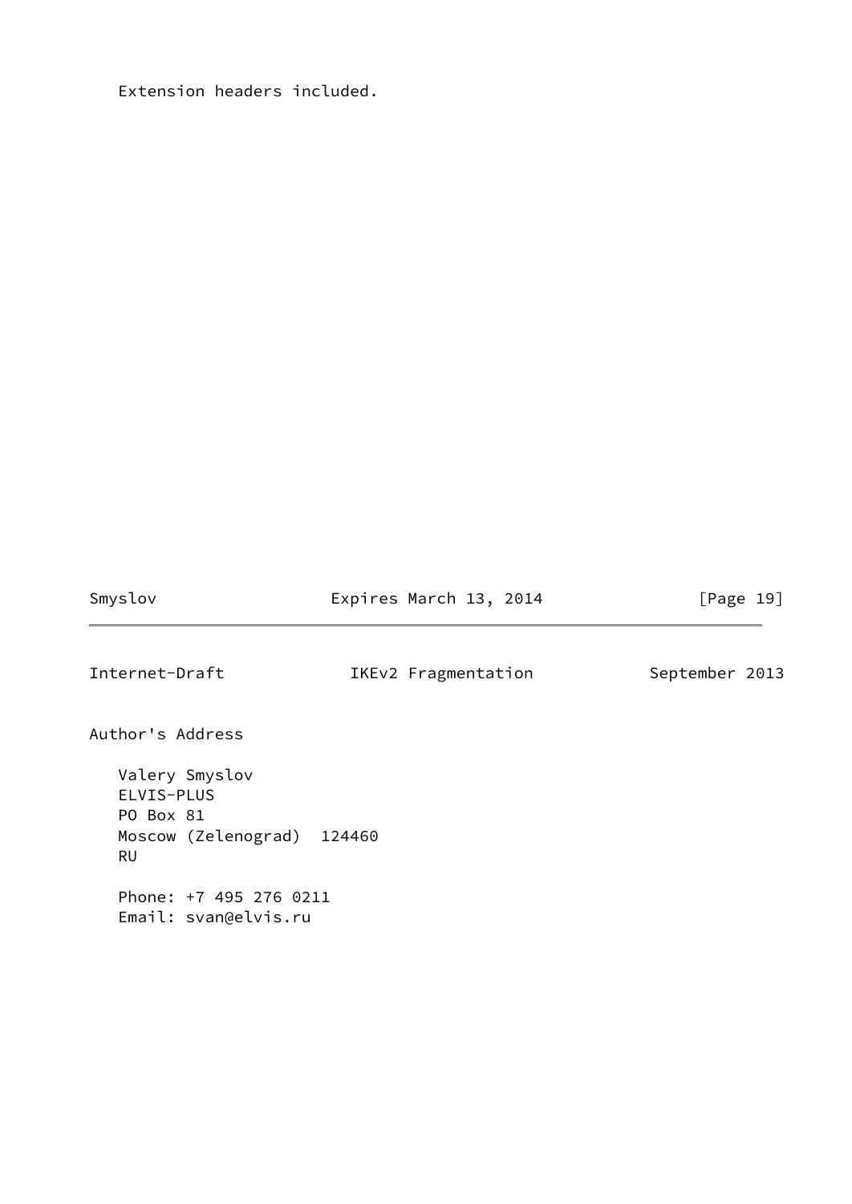Extension headers included.

# Author's Address

Valery Smyslov
ELVIS-PLUS
PO Box 81
Moscow (Zelenograd)  124460
RU

Phone: +7 495 276 0211
Email: svan@elvis.ru